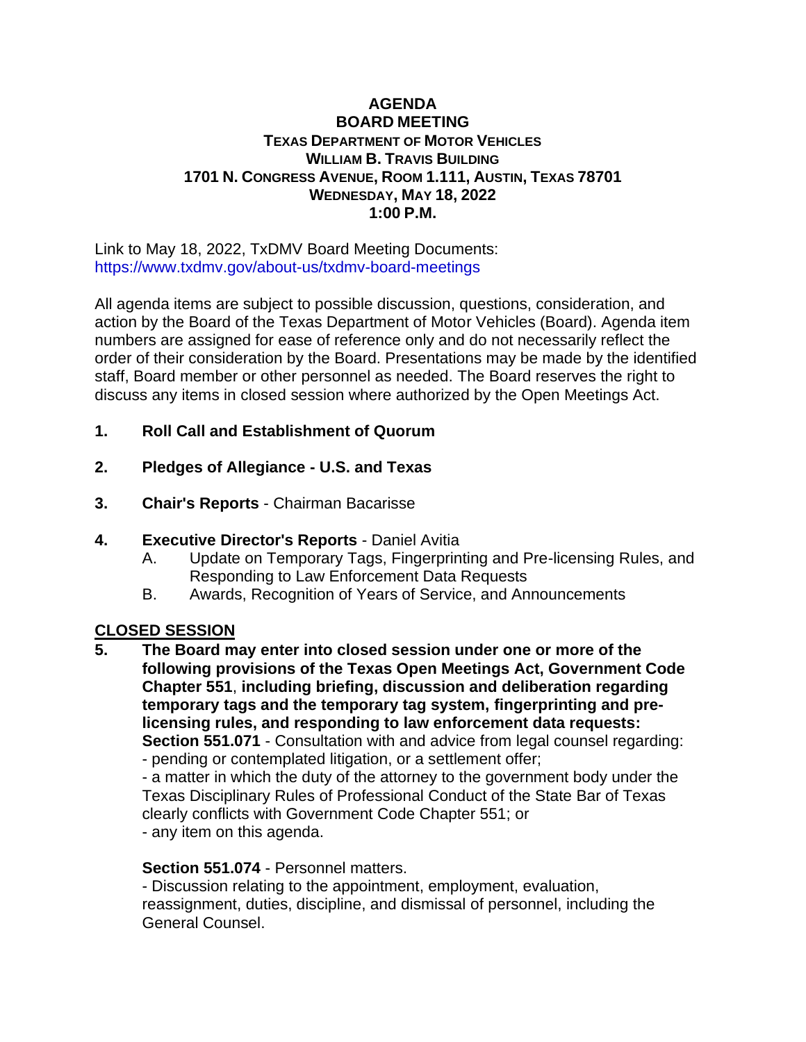# AGENDA
## BOARD MEETING
### TEXAS DEPARTMENT OF MOTOR VEHICLES
### WILLIAM B. TRAVIS BUILDING
### 1701 N. CONGRESS AVENUE, ROOM 1.111, AUSTIN, TEXAS 78701
### WEDNESDAY, MAY 18, 2022
### 1:00 P.M.

Link to May 18, 2022, TxDMV Board Meeting Documents:
https://www.txdmv.gov/about-us/txdmv-board-meetings

All agenda items are subject to possible discussion, questions, consideration, and action by the Board of the Texas Department of Motor Vehicles (Board). Agenda item numbers are assigned for ease of reference only and do not necessarily reflect the order of their consideration by the Board. Presentations may be made by the identified staff, Board member or other personnel as needed. The Board reserves the right to discuss any items in closed session where authorized by the Open Meetings Act.

1. **Roll Call and Establishment of Quorum**

2. **Pledges of Allegiance - U.S. and Texas**

3. **Chair's Reports** - Chairman Bacarisse

4. **Executive Director's Reports** - Daniel Avitia
   A. Update on Temporary Tags, Fingerprinting and Pre-licensing Rules, and Responding to Law Enforcement Data Requests
   B. Awards, Recognition of Years of Service, and Announcements

## CLOSED SESSION

5. **The Board may enter into closed session under one or more of the following provisions of the Texas Open Meetings Act, Government Code Chapter 551, including briefing, discussion and deliberation regarding temporary tags and the temporary tag system, fingerprinting and pre-licensing rules, and responding to law enforcement data requests:**
   **Section 551.071** - Consultation with and advice from legal counsel regarding:
   - pending or contemplated litigation, or a settlement offer;
   - a matter in which the duty of the attorney to the government body under the Texas Disciplinary Rules of Professional Conduct of the State Bar of Texas clearly conflicts with Government Code Chapter 551; or
   - any item on this agenda.

   **Section 551.074** - Personnel matters.
   - Discussion relating to the appointment, employment, evaluation, reassignment, duties, discipline, and dismissal of personnel, including the General Counsel.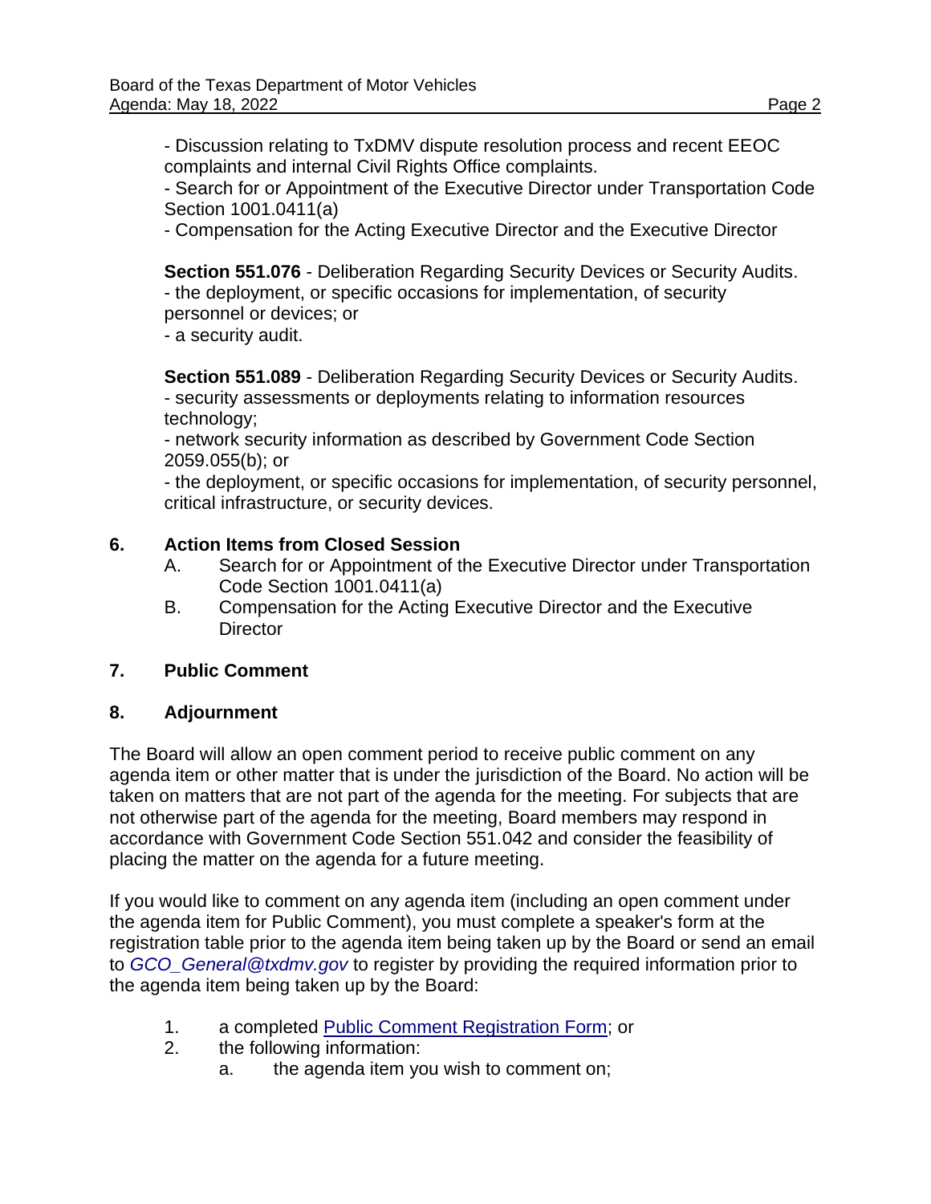- Discussion relating to TxDMV dispute resolution process and recent EEOC complaints and internal Civil Rights Office complaints.
- Search for or Appointment of the Executive Director under Transportation Code Section 1001.0411(a)
- Compensation for the Acting Executive Director and the Executive Director

**Section 551.076** - Deliberation Regarding Security Devices or Security Audits.
- the deployment, or specific occasions for implementation, of security personnel or devices; or
- a security audit.

**Section 551.089** - Deliberation Regarding Security Devices or Security Audits.
- security assessments or deployments relating to information resources technology;
- network security information as described by Government Code Section 2059.055(b); or
- the deployment, or specific occasions for implementation, of security personnel, critical infrastructure, or security devices.

**6. Action Items from Closed Session**

A. Search for or Appointment of the Executive Director under Transportation Code Section 1001.0411(a)

B. Compensation for the Acting Executive Director and the Executive Director

**7. Public Comment**

**8. Adjournment**

The Board will allow an open comment period to receive public comment on any agenda item or other matter that is under the jurisdiction of the Board. No action will be taken on matters that are not part of the agenda for the meeting. For subjects that are not otherwise part of the agenda for the meeting, Board members may respond in accordance with Government Code Section 551.042 and consider the feasibility of placing the matter on the agenda for a future meeting.

If you would like to comment on any agenda item (including an open comment under the agenda item for Public Comment), you must complete a speaker's form at the registration table prior to the agenda item being taken up by the Board or send an email to *GCO_General@txdmv.gov* to register by providing the required information prior to the agenda item being taken up by the Board:

1. a completed Public Comment Registration Form; or
2. the following information:
   a. the agenda item you wish to comment on;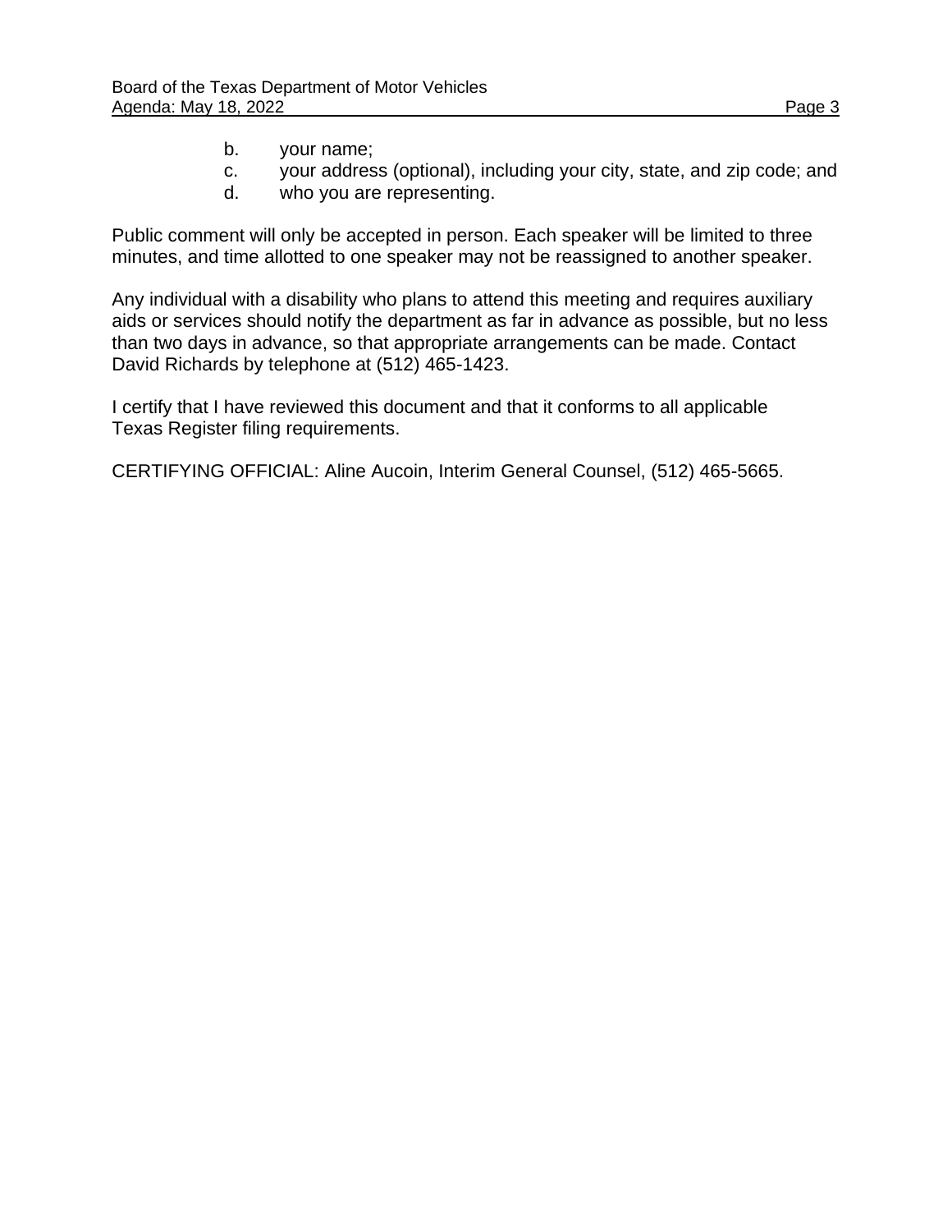b. your name;
c. your address (optional), including your city, state, and zip code; and
d. who you are representing.

Public comment will only be accepted in person. Each speaker will be limited to three minutes, and time allotted to one speaker may not be reassigned to another speaker.

Any individual with a disability who plans to attend this meeting and requires auxiliary aids or services should notify the department as far in advance as possible, but no less than two days in advance, so that appropriate arrangements can be made. Contact David Richards by telephone at (512) 465-1423.

I certify that I have reviewed this document and that it conforms to all applicable Texas Register filing requirements.

CERTIFYING OFFICIAL: Aline Aucoin, Interim General Counsel, (512) 465-5665.